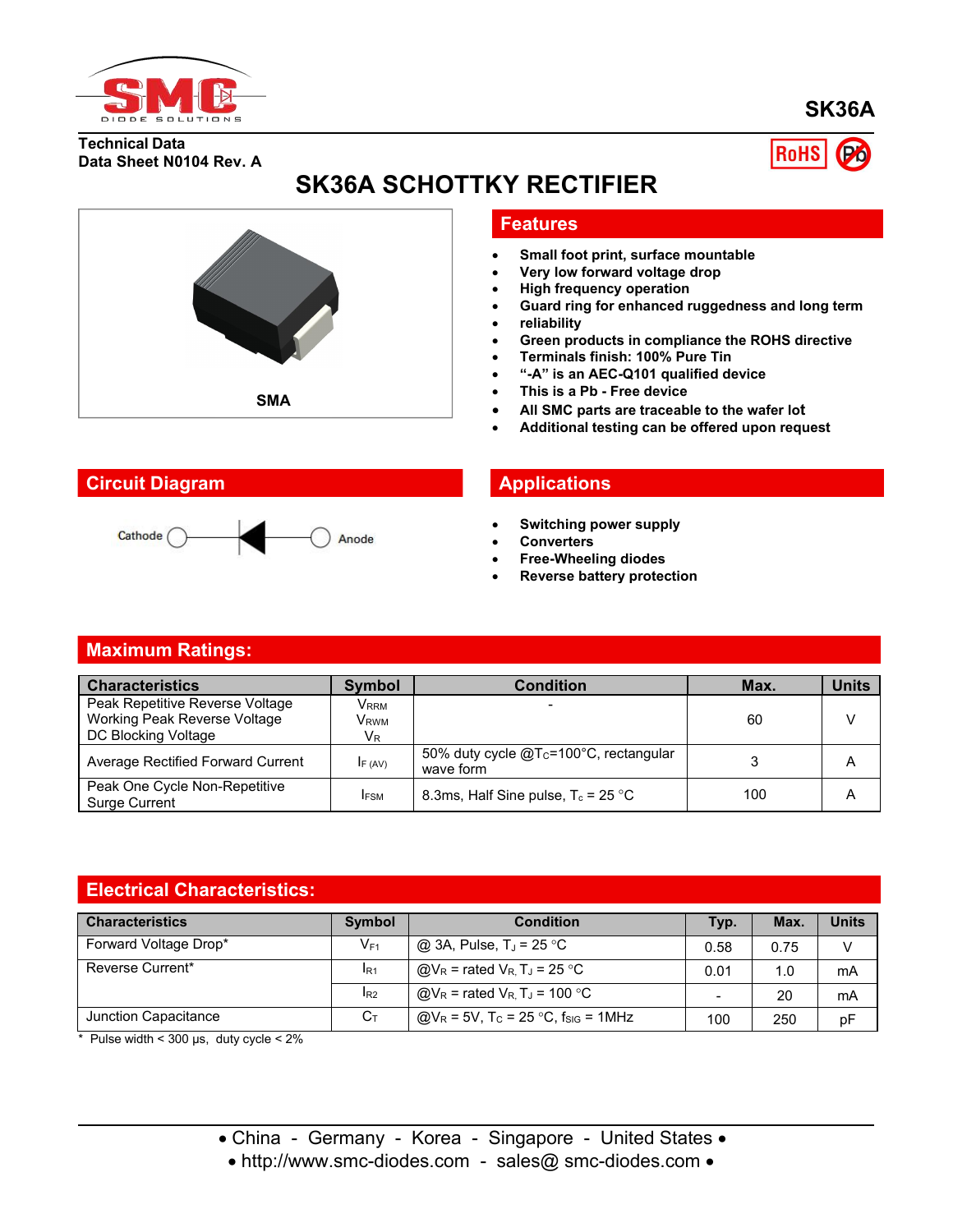SK36A

Technical Data
Data Sheet N0104 Rev. A

# SK36A SCHOTTKY RECTIFIER

SMA

## Features

- Small foot print, surface mountable
- Very low forward voltage drop
- High frequency operation
- Guard ring for enhanced ruggedness and long term
- reliability
- Green products in compliance the ROHS directive
- Terminals finish: 100% Pure Tin
- "-A" is an AEC-Q101 qualified device
- This is a Pb - Free device
- All SMC parts are traceable to the wafer lot
- Additional testing can be offered upon request

## Circuit Diagram

Cathode — Anode

## Applications

- Switching power supply
- Converters
- Free-Wheeling diodes
- Reverse battery protection

## Maximum Ratings:

| Characteristics | Symbol | Condition | Max. | Units |
|---|---|---|---|---|
| Peak Repetitive Reverse Voltage<br>Working Peak Reverse Voltage<br>DC Blocking Voltage | $V_{RRM}$<br>$V_{RWM}$<br>$V_R$ | - | 60 | V |
| Average Rectified Forward Current | $I_{F(AV)}$ | 50% duty cycle @$T_C$=100°C, rectangular wave form | 3 | A |
| Peak One Cycle Non-Repetitive Surge Current | $I_{FSM}$ | 8.3ms, Half Sine pulse, $T_c$ = 25 °C | 100 | A |

## Electrical Characteristics:

| Characteristics | Symbol | Condition | Typ. | Max. | Units |
|---|---|---|---|---|---|
| Forward Voltage Drop* | $V_{F1}$ | @ 3A, Pulse, $T_J$ = 25 °C | 0.58 | 0.75 | V |
| Reverse Current* | $I_{R1}$ | @$V_R$ = rated $V_R$, $T_J$ = 25 °C | 0.01 | 1.0 | mA |
| | $I_{R2}$ | @$V_R$ = rated $V_R$, $T_J$ = 100 °C | - | 20 | mA |
| Junction Capacitance | $C_T$ | @$V_R$ = 5V, $T_C$ = 25 °C, $f_{SIG}$ = 1MHz | 100 | 250 | pF |

\* Pulse width < 300 μs, duty cycle < 2%

• China - Germany - Korea - Singapore - United States •
• http://www.smc-diodes.com - sales@ smc-diodes.com •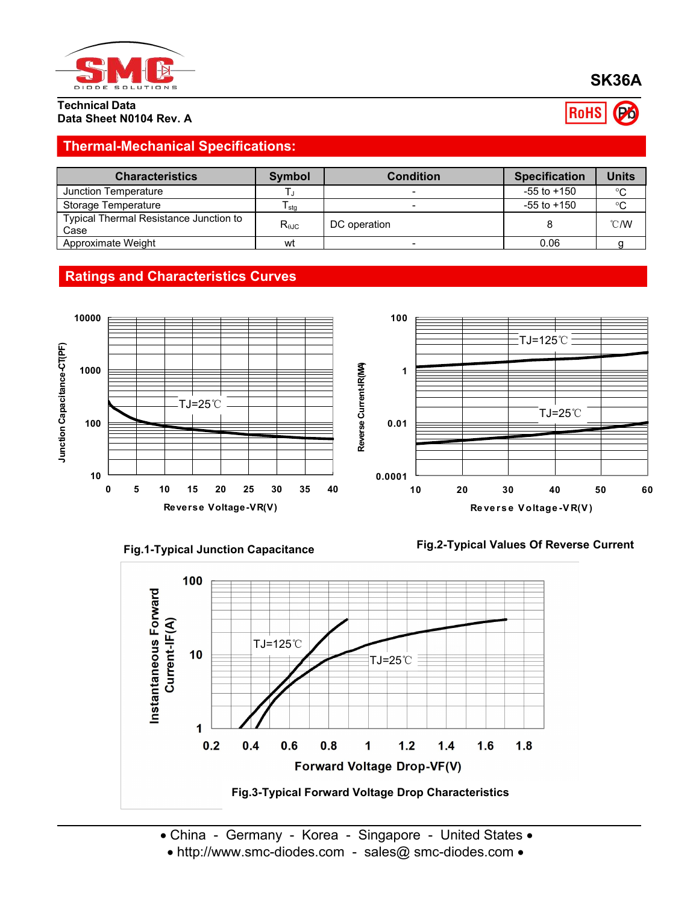# SK36A

**Technical Data**
**Data Sheet N0104 Rev. A**

RoHS

## Thermal-Mechanical Specifications:

| Characteristics | Symbol | Condition | Specification | Units |
|---|---|---|---|---|
| Junction Temperature | $T_J$ | - | -55 to +150 | °C |
| Storage Temperature | $T_{stg}$ | - | -55 to +150 | °C |
| Typical Thermal Resistance Junction to Case | $R_{\theta JC}$ | DC operation | 8 | ℃/W |
| Approximate Weight | wt | - | 0.06 | g |

## Ratings and Characteristics Curves

Fig.1-Typical Junction Capacitance

Fig.2-Typical Values Of Reverse Current

Fig.3-Typical Forward Voltage Drop Characteristics

• China - Germany - Korea - Singapore - United States •
• http://www.smc-diodes.com - sales@ smc-diodes.com •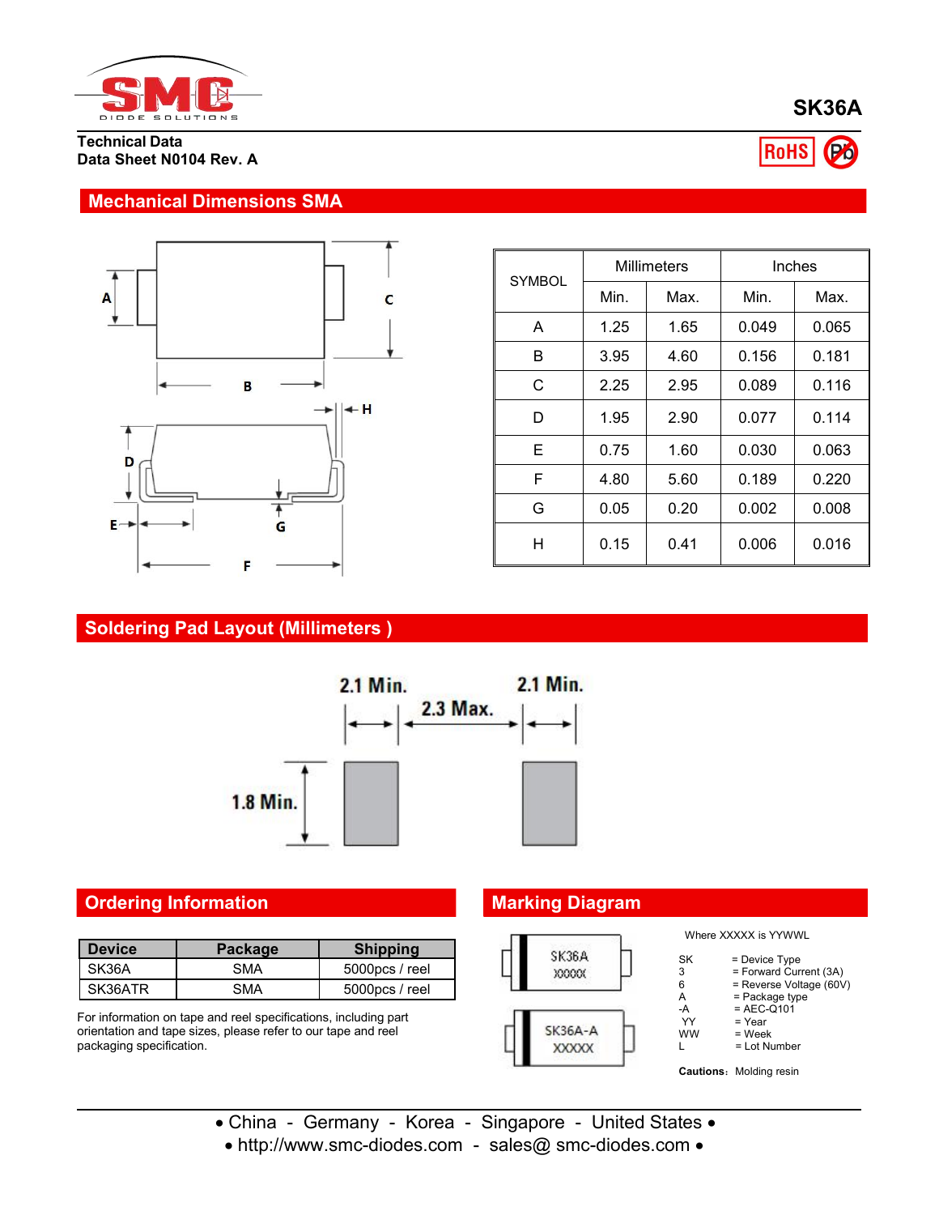**SK36A**

**Technical Data**
**Data Sheet N0104 Rev. A**

RoHS

## Mechanical Dimensions SMA

| SYMBOL | Millimeters | | Inches | |
|---|---|---|---|---|
| | Min. | Max. | Min. | Max. |
| A | 1.25 | 1.65 | 0.049 | 0.065 |
| B | 3.95 | 4.60 | 0.156 | 0.181 |
| C | 2.25 | 2.95 | 0.089 | 0.116 |
| D | 1.95 | 2.90 | 0.077 | 0.114 |
| E | 0.75 | 1.60 | 0.030 | 0.063 |
| F | 4.80 | 5.60 | 0.189 | 0.220 |
| G | 0.05 | 0.20 | 0.002 | 0.008 |
| H | 0.15 | 0.41 | 0.006 | 0.016 |

## Soldering Pad Layout (Millimeters )

2.1 Min. 2.3 Max. 2.1 Min.

1.8 Min.

## Ordering Information

| Device | Package | Shipping |
|---|---|---|
| SK36A | SMA | 5000pcs / reel |
| SK36ATR | SMA | 5000pcs / reel |

For information on tape and reel specifications, including part orientation and tape sizes, please refer to our tape and reel packaging specification.

## Marking Diagram

SK36A
XXXXX

SK36A-A
XXXXX

Where XXXXX is YYWWL

- SK = Device Type
- 3 = Forward Current (3A)
- 6 = Reverse Voltage (60V)
- A = Package type
- -A = AEC-Q101
- YY = Year
- WW = Week
- L = Lot Number

**Cautions:** Molding resin

• China - Germany - Korea - Singapore - United States •
• http://www.smc-diodes.com - sales@ smc-diodes.com •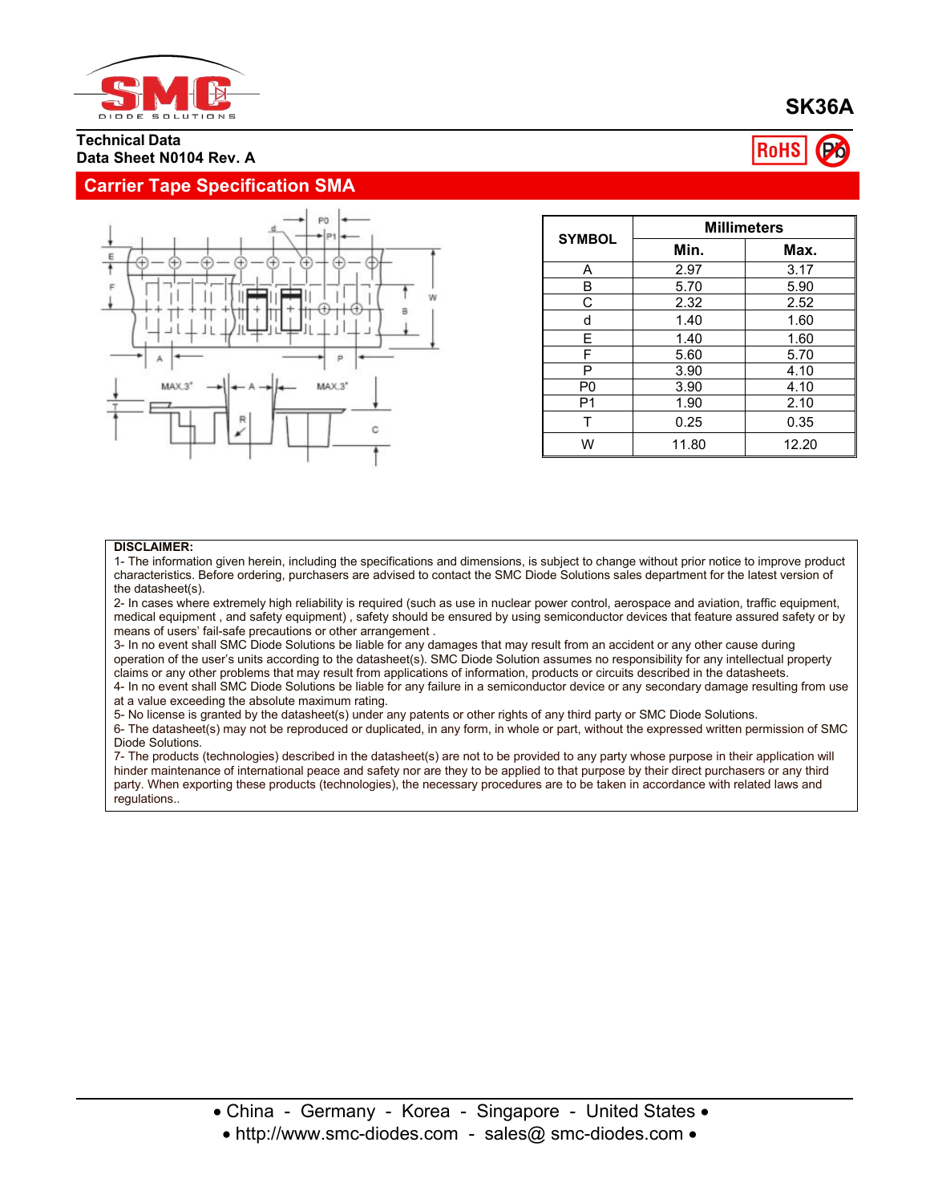**SK36A**

**Technical Data**
**Data Sheet N0104 Rev. A**

## Carrier Tape Specification SMA

P0
P1
d
E
F
W
B
A
P
MAX.3°
A
MAX.3°
T
R
C

| SYMBOL | Millimeters | |
|---|---|---|
| | Min. | Max. |
| A | 2.97 | 3.17 |
| B | 5.70 | 5.90 |
| C | 2.32 | 2.52 |
| d | 1.40 | 1.60 |
| E | 1.40 | 1.60 |
| F | 5.60 | 5.70 |
| P | 3.90 | 4.10 |
| P0 | 3.90 | 4.10 |
| P1 | 1.90 | 2.10 |
| T | 0.25 | 0.35 |
| W | 11.80 | 12.20 |

**DISCLAIMER:**
1- The information given herein, including the specifications and dimensions, is subject to change without prior notice to improve product characteristics. Before ordering, purchasers are advised to contact the SMC Diode Solutions sales department for the latest version of the datasheet(s).
2- In cases where extremely high reliability is required (such as use in nuclear power control, aerospace and aviation, traffic equipment, medical equipment , and safety equipment) , safety should be ensured by using semiconductor devices that feature assured safety or by means of users' fail-safe precautions or other arrangement .
3- In no event shall SMC Diode Solutions be liable for any damages that may result from an accident or any other cause during operation of the user's units according to the datasheet(s). SMC Diode Solution assumes no responsibility for any intellectual property claims or any other problems that may result from applications of information, products or circuits described in the datasheets.
4- In no event shall SMC Diode Solutions be liable for any failure in a semiconductor device or any secondary damage resulting from use at a value exceeding the absolute maximum rating.
5- No license is granted by the datasheet(s) under any patents or other rights of any third party or SMC Diode Solutions.
6- The datasheet(s) may not be reproduced or duplicated, in any form, in whole or part, without the expressed written permission of SMC Diode Solutions.
7- The products (technologies) described in the datasheet(s) are not to be provided to any party whose purpose in their application will hinder maintenance of international peace and safety nor are they to be applied to that purpose by their direct purchasers or any third party. When exporting these products (technologies), the necessary procedures are to be taken in accordance with related laws and regulations..

• China - Germany - Korea - Singapore - United States •
• http://www.smc-diodes.com - sales@ smc-diodes.com •